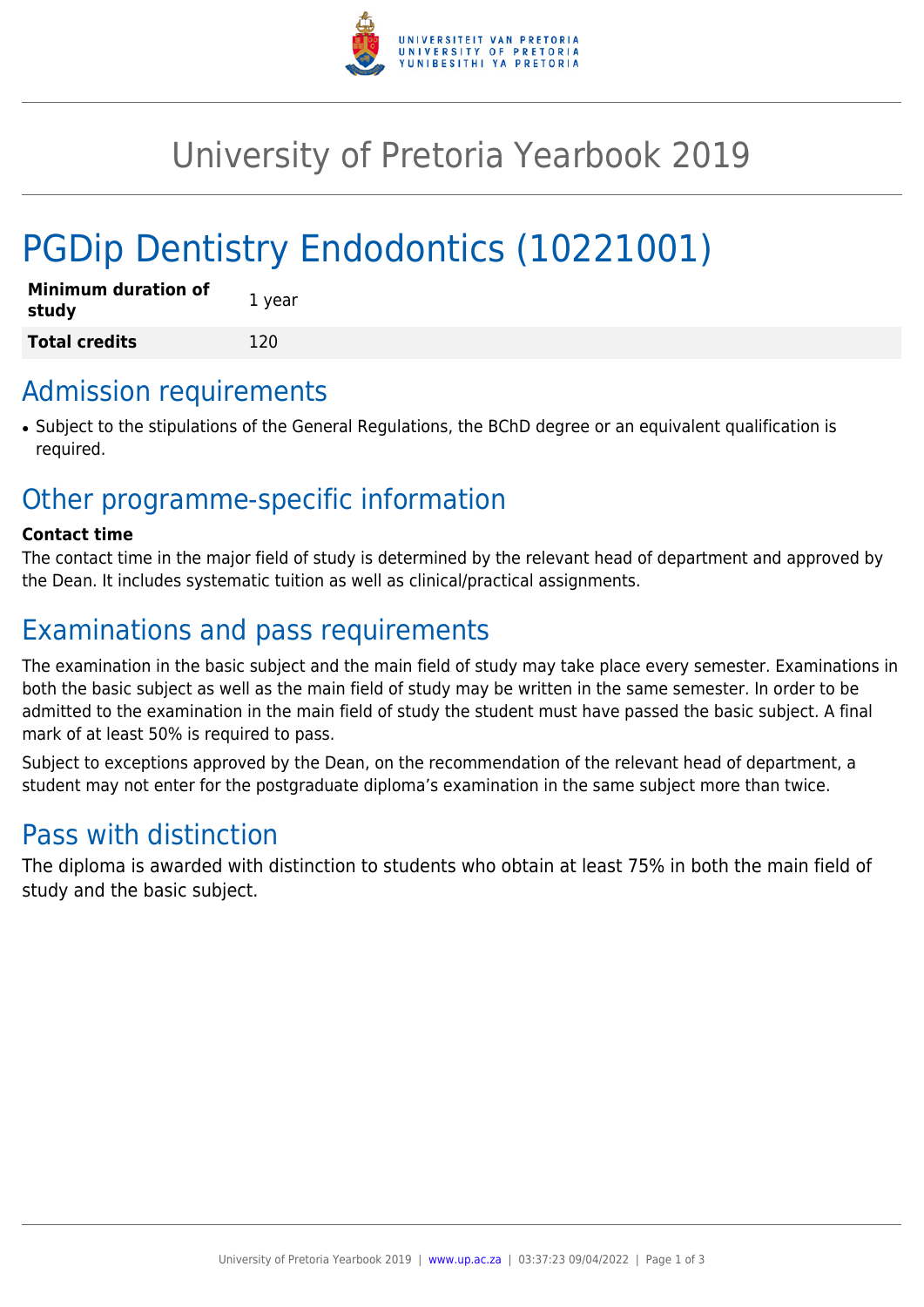# University of Pretoria Yearbook 2019

# PGDip Dentistry Endodontics (10221001)

| **Minimum duration of study** | 1 year |
|---|---|
| **Total credits** | 120 |

## Admission requirements

- Subject to the stipulations of the General Regulations, the BChD degree or an equivalent qualification is required.

## Other programme-specific information

**Contact time**

The contact time in the major field of study is determined by the relevant head of department and approved by the Dean. It includes systematic tuition as well as clinical/practical assignments.

## Examinations and pass requirements

The examination in the basic subject and the main field of study may take place every semester. Examinations in both the basic subject as well as the main field of study may be written in the same semester. In order to be admitted to the examination in the main field of study the student must have passed the basic subject. A final mark of at least 50% is required to pass.

Subject to exceptions approved by the Dean, on the recommendation of the relevant head of department, a student may not enter for the postgraduate diploma's examination in the same subject more than twice.

## Pass with distinction

The diploma is awarded with distinction to students who obtain at least 75% in both the main field of study and the basic subject.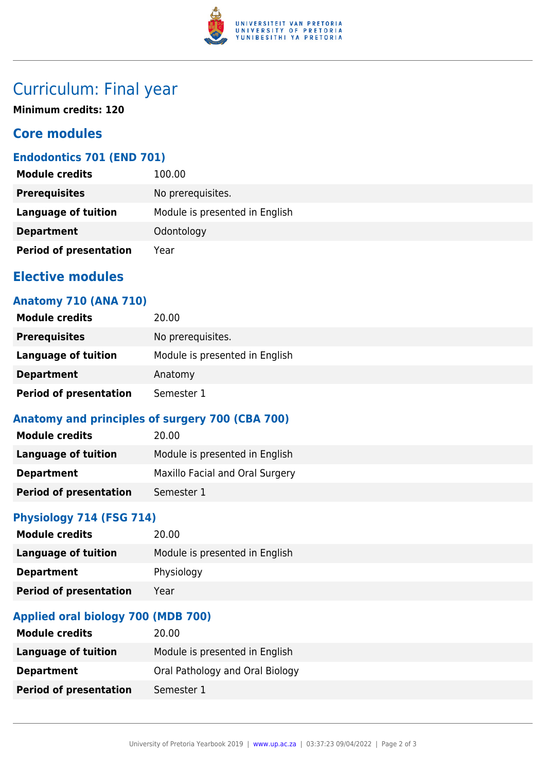# Curriculum: Final year

**Minimum credits: 120**

## Core modules

### Endodontics 701 (END 701)

| | |
|---|---|
| **Module credits** | 100.00 |
| **Prerequisites** | No prerequisites. |
| **Language of tuition** | Module is presented in English |
| **Department** | Odontology |
| **Period of presentation** | Year |

## Elective modules

### Anatomy 710 (ANA 710)

| | |
|---|---|
| **Module credits** | 20.00 |
| **Prerequisites** | No prerequisites. |
| **Language of tuition** | Module is presented in English |
| **Department** | Anatomy |
| **Period of presentation** | Semester 1 |

### Anatomy and principles of surgery 700 (CBA 700)

| | |
|---|---|
| **Module credits** | 20.00 |
| **Language of tuition** | Module is presented in English |
| **Department** | Maxillo Facial and Oral Surgery |
| **Period of presentation** | Semester 1 |

### Physiology 714 (FSG 714)

| | |
|---|---|
| **Module credits** | 20.00 |
| **Language of tuition** | Module is presented in English |
| **Department** | Physiology |
| **Period of presentation** | Year |

### Applied oral biology 700 (MDB 700)

| | |
|---|---|
| **Module credits** | 20.00 |
| **Language of tuition** | Module is presented in English |
| **Department** | Oral Pathology and Oral Biology |
| **Period of presentation** | Semester 1 |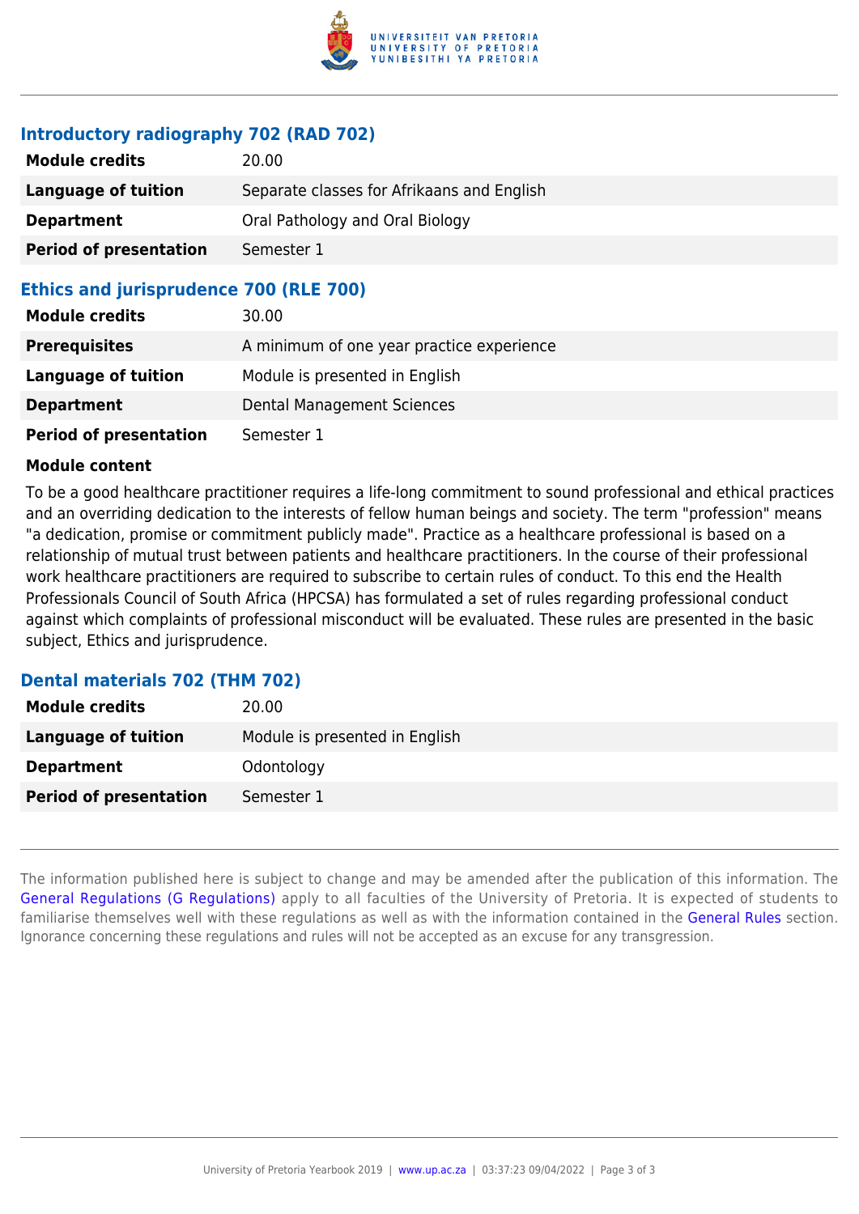### Introductory radiography 702 (RAD 702)

| | |
|---|---|
| **Module credits** | 20.00 |
| **Language of tuition** | Separate classes for Afrikaans and English |
| **Department** | Oral Pathology and Oral Biology |
| **Period of presentation** | Semester 1 |

### Ethics and jurisprudence 700 (RLE 700)

| | |
|---|---|
| **Module credits** | 30.00 |
| **Prerequisites** | A minimum of one year practice experience |
| **Language of tuition** | Module is presented in English |
| **Department** | Dental Management Sciences |
| **Period of presentation** | Semester 1 |

**Module content**

To be a good healthcare practitioner requires a life-long commitment to sound professional and ethical practices and an overriding dedication to the interests of fellow human beings and society. The term "profession" means "a dedication, promise or commitment publicly made". Practice as a healthcare professional is based on a relationship of mutual trust between patients and healthcare practitioners. In the course of their professional work healthcare practitioners are required to subscribe to certain rules of conduct. To this end the Health Professionals Council of South Africa (HPCSA) has formulated a set of rules regarding professional conduct against which complaints of professional misconduct will be evaluated. These rules are presented in the basic subject, Ethics and jurisprudence.

### Dental materials 702 (THM 702)

| | |
|---|---|
| **Module credits** | 20.00 |
| **Language of tuition** | Module is presented in English |
| **Department** | Odontology |
| **Period of presentation** | Semester 1 |

The information published here is subject to change and may be amended after the publication of this information. The General Regulations (G Regulations) apply to all faculties of the University of Pretoria. It is expected of students to familiarise themselves well with these regulations as well as with the information contained in the General Rules section. Ignorance concerning these regulations and rules will not be accepted as an excuse for any transgression.